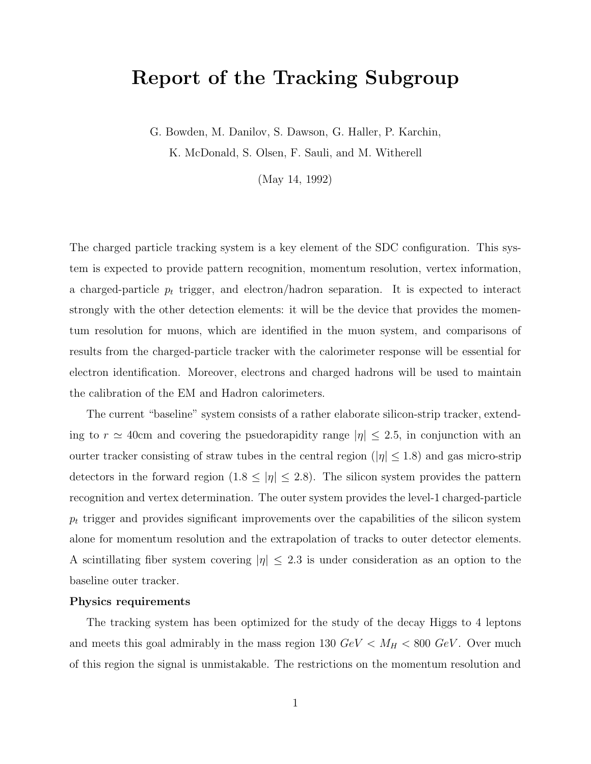# Report of the Tracking Subgroup

G. Bowden, M. Danilov, S. Dawson, G. Haller, P. Karchin,
K. McDonald, S. Olsen, F. Sauli, and M. Witherell

(May 14, 1992)

The charged particle tracking system is a key element of the SDC configuration. This system is expected to provide pattern recognition, momentum resolution, vertex information, a charged-particle $p_t$ trigger, and electron/hadron separation. It is expected to interact strongly with the other detection elements: it will be the device that provides the momentum resolution for muons, which are identified in the muon system, and comparisons of results from the charged-particle tracker with the calorimeter response will be essential for electron identification. Moreover, electrons and charged hadrons will be used to maintain the calibration of the EM and Hadron calorimeters.

The current "baseline" system consists of a rather elaborate silicon-strip tracker, extending to $r \simeq 40$cm and covering the psuedorapidity range $|\eta| \leq 2.5$, in conjunction with an ourter tracker consisting of straw tubes in the central region ($|\eta| \leq 1.8$) and gas micro-strip detectors in the forward region ($1.8 \leq |\eta| \leq 2.8$). The silicon system provides the pattern recognition and vertex determination. The outer system provides the level-1 charged-particle $p_t$ trigger and provides significant improvements over the capabilities of the silicon system alone for momentum resolution and the extrapolation of tracks to outer detector elements. A scintillating fiber system covering $|\eta| \leq 2.3$ is under consideration as an option to the baseline outer tracker.

**Physics requirements**

The tracking system has been optimized for the study of the decay Higgs to 4 leptons and meets this goal admirably in the mass region $130\ GeV < M_H < 800\ GeV$. Over much of this region the signal is unmistakable. The restrictions on the momentum resolution and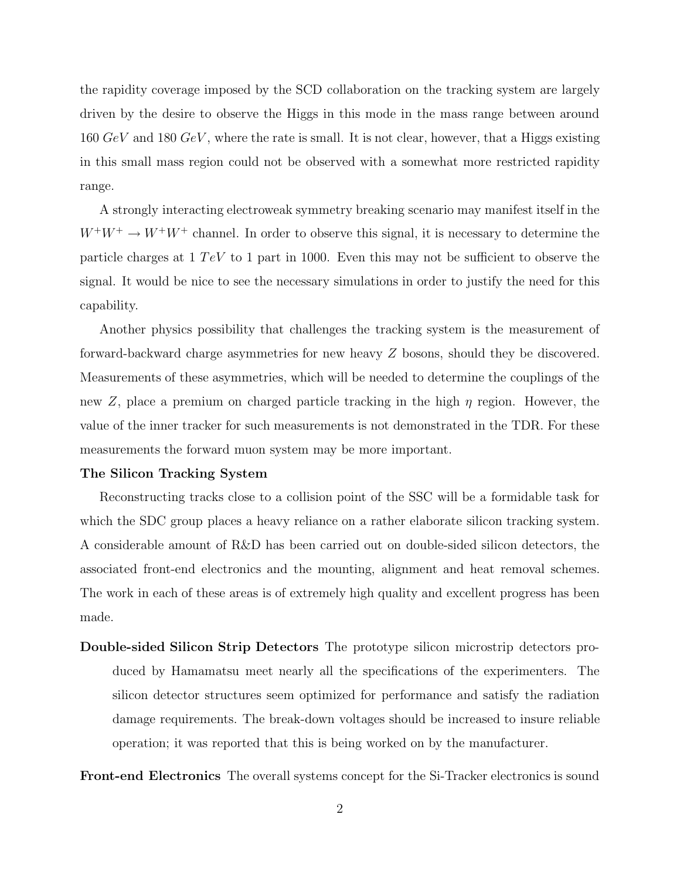the rapidity coverage imposed by the SCD collaboration on the tracking system are largely driven by the desire to observe the Higgs in this mode in the mass range between around 160 $GeV$ and 180 $GeV$, where the rate is small. It is not clear, however, that a Higgs existing in this small mass region could not be observed with a somewhat more restricted rapidity range.

A strongly interacting electroweak symmetry breaking scenario may manifest itself in the $W^+W^+ \rightarrow W^+W^+$ channel. In order to observe this signal, it is necessary to determine the particle charges at 1 $TeV$ to 1 part in 1000. Even this may not be sufficient to observe the signal. It would be nice to see the necessary simulations in order to justify the need for this capability.

Another physics possibility that challenges the tracking system is the measurement of forward-backward charge asymmetries for new heavy $Z$ bosons, should they be discovered. Measurements of these asymmetries, which will be needed to determine the couplings of the new $Z$, place a premium on charged particle tracking in the high $\eta$ region. However, the value of the inner tracker for such measurements is not demonstrated in the TDR. For these measurements the forward muon system may be more important.

**The Silicon Tracking System**

Reconstructing tracks close to a collision point of the SSC will be a formidable task for which the SDC group places a heavy reliance on a rather elaborate silicon tracking system. A considerable amount of R&D has been carried out on double-sided silicon detectors, the associated front-end electronics and the mounting, alignment and heat removal schemes. The work in each of these areas is of extremely high quality and excellent progress has been made.

**Double-sided Silicon Strip Detectors** The prototype silicon microstrip detectors produced by Hamamatsu meet nearly all the specifications of the experimenters. The silicon detector structures seem optimized for performance and satisfy the radiation damage requirements. The break-down voltages should be increased to insure reliable operation; it was reported that this is being worked on by the manufacturer.

**Front-end Electronics** The overall systems concept for the Si-Tracker electronics is sound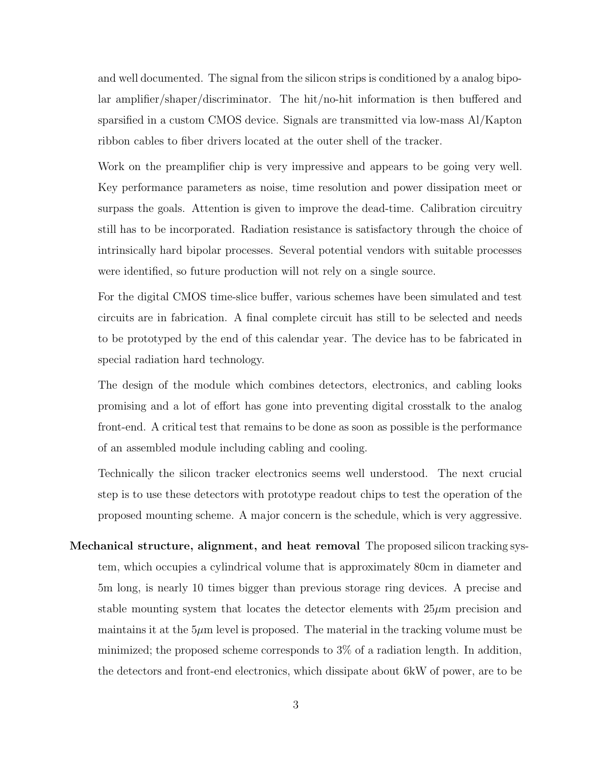and well documented. The signal from the silicon strips is conditioned by a analog bipolar amplifier/shaper/discriminator. The hit/no-hit information is then buffered and sparsified in a custom CMOS device. Signals are transmitted via low-mass Al/Kapton ribbon cables to fiber drivers located at the outer shell of the tracker.

Work on the preamplifier chip is very impressive and appears to be going very well. Key performance parameters as noise, time resolution and power dissipation meet or surpass the goals. Attention is given to improve the dead-time. Calibration circuitry still has to be incorporated. Radiation resistance is satisfactory through the choice of intrinsically hard bipolar processes. Several potential vendors with suitable processes were identified, so future production will not rely on a single source.

For the digital CMOS time-slice buffer, various schemes have been simulated and test circuits are in fabrication. A final complete circuit has still to be selected and needs to be prototyped by the end of this calendar year. The device has to be fabricated in special radiation hard technology.

The design of the module which combines detectors, electronics, and cabling looks promising and a lot of effort has gone into preventing digital crosstalk to the analog front-end. A critical test that remains to be done as soon as possible is the performance of an assembled module including cabling and cooling.

Technically the silicon tracker electronics seems well understood. The next crucial step is to use these detectors with prototype readout chips to test the operation of the proposed mounting scheme. A major concern is the schedule, which is very aggressive.

**Mechanical structure, alignment, and heat removal** The proposed silicon tracking system, which occupies a cylindrical volume that is approximately 80cm in diameter and 5m long, is nearly 10 times bigger than previous storage ring devices. A precise and stable mounting system that locates the detector elements with 25$\mu$m precision and maintains it at the 5$\mu$m level is proposed. The material in the tracking volume must be minimized; the proposed scheme corresponds to 3% of a radiation length. In addition, the detectors and front-end electronics, which dissipate about 6kW of power, are to be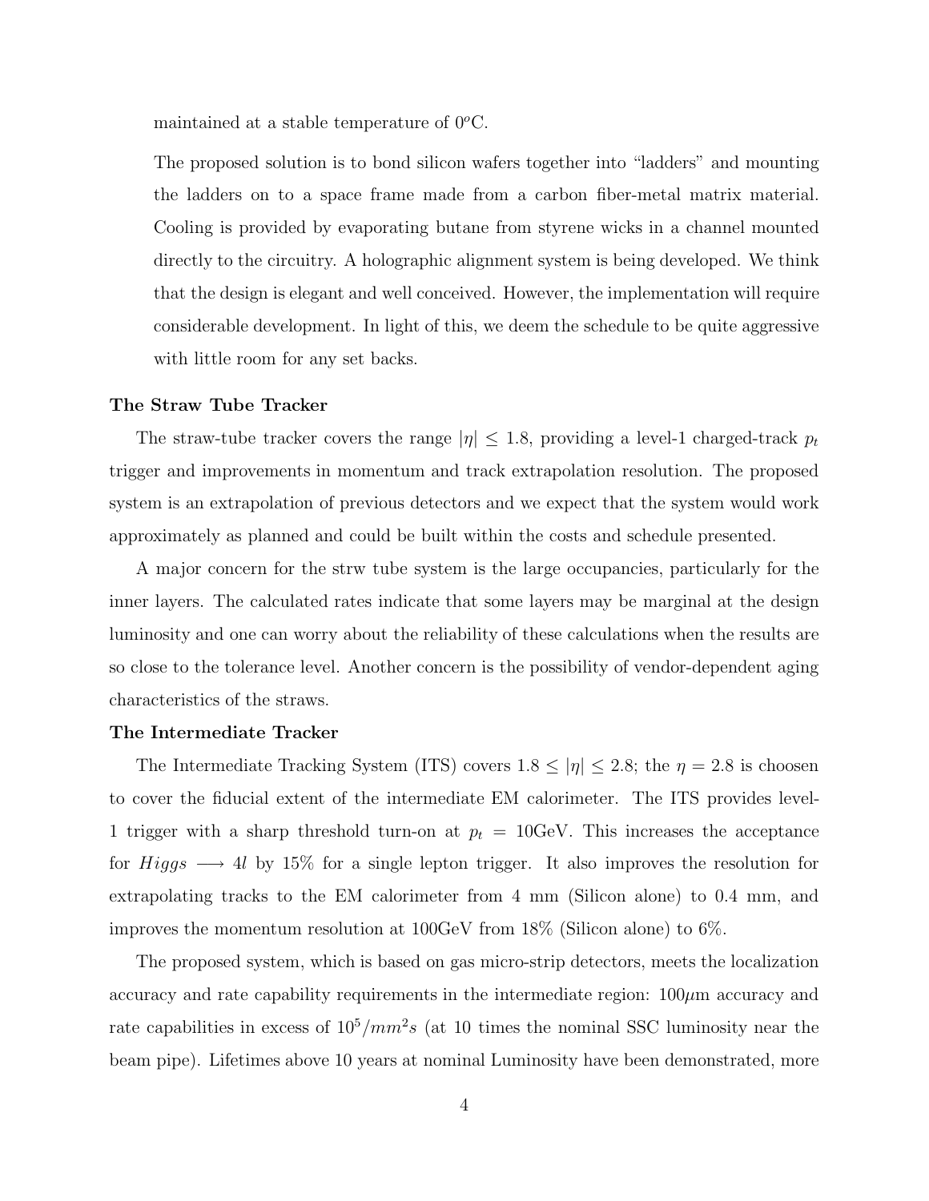maintained at a stable temperature of $0^o$C.

The proposed solution is to bond silicon wafers together into "ladders" and mounting the ladders on to a space frame made from a carbon fiber-metal matrix material. Cooling is provided by evaporating butane from styrene wicks in a channel mounted directly to the circuitry. A holographic alignment system is being developed. We think that the design is elegant and well conceived. However, the implementation will require considerable development. In light of this, we deem the schedule to be quite aggressive with little room for any set backs.

**The Straw Tube Tracker**

The straw-tube tracker covers the range $|\eta| \leq 1.8$, providing a level-1 charged-track $p_t$ trigger and improvements in momentum and track extrapolation resolution. The proposed system is an extrapolation of previous detectors and we expect that the system would work approximately as planned and could be built within the costs and schedule presented.

A major concern for the strw tube system is the large occupancies, particularly for the inner layers. The calculated rates indicate that some layers may be marginal at the design luminosity and one can worry about the reliability of these calculations when the results are so close to the tolerance level. Another concern is the possibility of vendor-dependent aging characteristics of the straws.

**The Intermediate Tracker**

The Intermediate Tracking System (ITS) covers $1.8 \leq |\eta| \leq 2.8$; the $\eta = 2.8$ is choosen to cover the fiducial extent of the intermediate EM calorimeter. The ITS provides level-1 trigger with a sharp threshold turn-on at $p_t = 10$GeV. This increases the acceptance for $Higgs \longrightarrow 4l$ by 15% for a single lepton trigger. It also improves the resolution for extrapolating tracks to the EM calorimeter from 4 mm (Silicon alone) to 0.4 mm, and improves the momentum resolution at 100GeV from 18% (Silicon alone) to 6%.

The proposed system, which is based on gas micro-strip detectors, meets the localization accuracy and rate capability requirements in the intermediate region: $100\mu$m accuracy and rate capabilities in excess of $10^5/mm^2s$ (at 10 times the nominal SSC luminosity near the beam pipe). Lifetimes above 10 years at nominal Luminosity have been demonstrated, more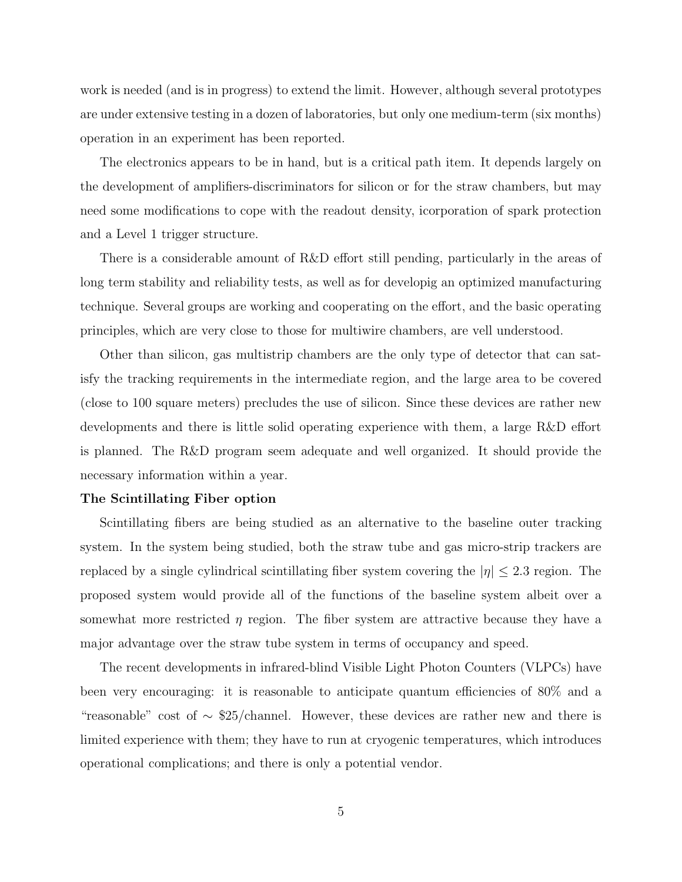work is needed (and is in progress) to extend the limit. However, although several prototypes are under extensive testing in a dozen of laboratories, but only one medium-term (six months) operation in an experiment has been reported.

The electronics appears to be in hand, but is a critical path item. It depends largely on the development of amplifiers-discriminators for silicon or for the straw chambers, but may need some modifications to cope with the readout density, icorporation of spark protection and a Level 1 trigger structure.

There is a considerable amount of R&D effort still pending, particularly in the areas of long term stability and reliability tests, as well as for developig an optimized manufacturing technique. Several groups are working and cooperating on the effort, and the basic operating principles, which are very close to those for multiwire chambers, are vell understood.

Other than silicon, gas multistrip chambers are the only type of detector that can satisfy the tracking requirements in the intermediate region, and the large area to be covered (close to 100 square meters) precludes the use of silicon. Since these devices are rather new developments and there is little solid operating experience with them, a large R&D effort is planned. The R&D program seem adequate and well organized. It should provide the necessary information within a year.

**The Scintillating Fiber option**

Scintillating fibers are being studied as an alternative to the baseline outer tracking system. In the system being studied, both the straw tube and gas micro-strip trackers are replaced by a single cylindrical scintillating fiber system covering the $|\eta| \leq 2.3$ region. The proposed system would provide all of the functions of the baseline system albeit over a somewhat more restricted $\eta$ region. The fiber system are attractive because they have a major advantage over the straw tube system in terms of occupancy and speed.

The recent developments in infrared-blind Visible Light Photon Counters (VLPCs) have been very encouraging: it is reasonable to anticipate quantum efficiencies of 80% and a "reasonable" cost of $\sim$ \$25/channel. However, these devices are rather new and there is limited experience with them; they have to run at cryogenic temperatures, which introduces operational complications; and there is only a potential vendor.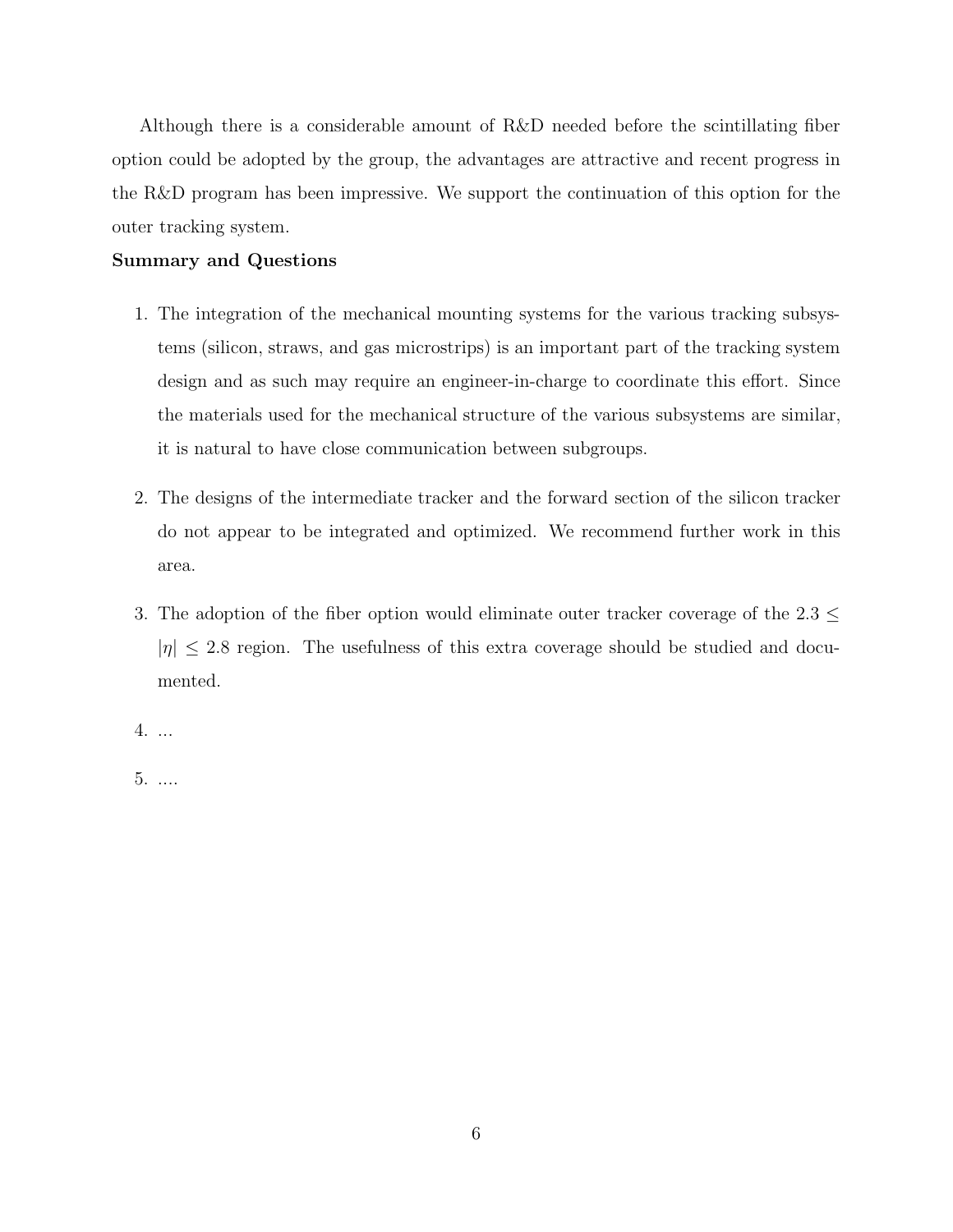Although there is a considerable amount of R&D needed before the scintillating fiber option could be adopted by the group, the advantages are attractive and recent progress in the R&D program has been impressive. We support the continuation of this option for the outer tracking system.

**Summary and Questions**

1. The integration of the mechanical mounting systems for the various tracking subsystems (silicon, straws, and gas microstrips) is an important part of the tracking system design and as such may require an engineer-in-charge to coordinate this effort. Since the materials used for the mechanical structure of the various subsystems are similar, it is natural to have close communication between subgroups.

2. The designs of the intermediate tracker and the forward section of the silicon tracker do not appear to be integrated and optimized. We recommend further work in this area.

3. The adoption of the fiber option would eliminate outer tracker coverage of the $2.3 \leq |\eta| \leq 2.8$ region. The usefulness of this extra coverage should be studied and documented.

4. ...

5. ....